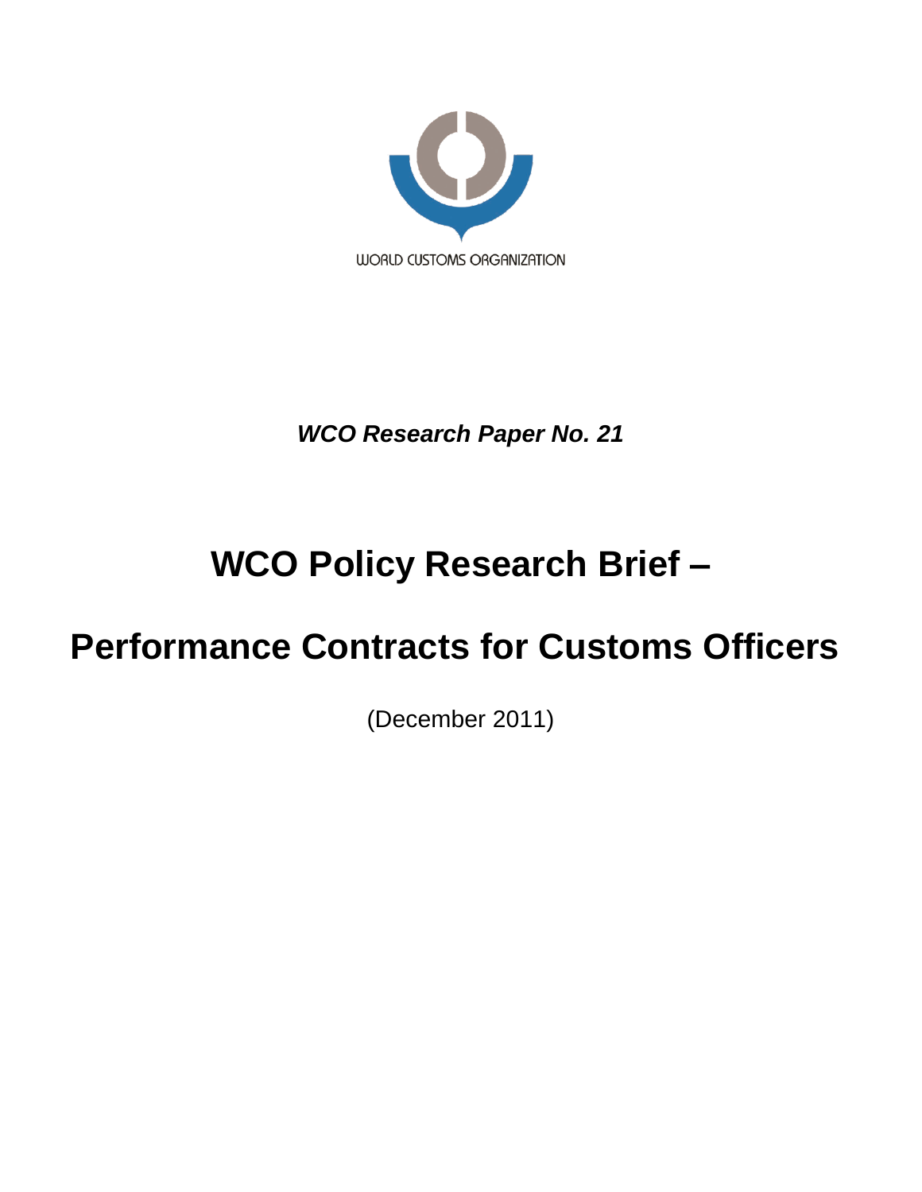WORLD CUSTOMS ORGANIZATION

***WCO Research Paper No. 21***

# WCO Policy Research Brief –

# Performance Contracts for Customs Officers

(December 2011)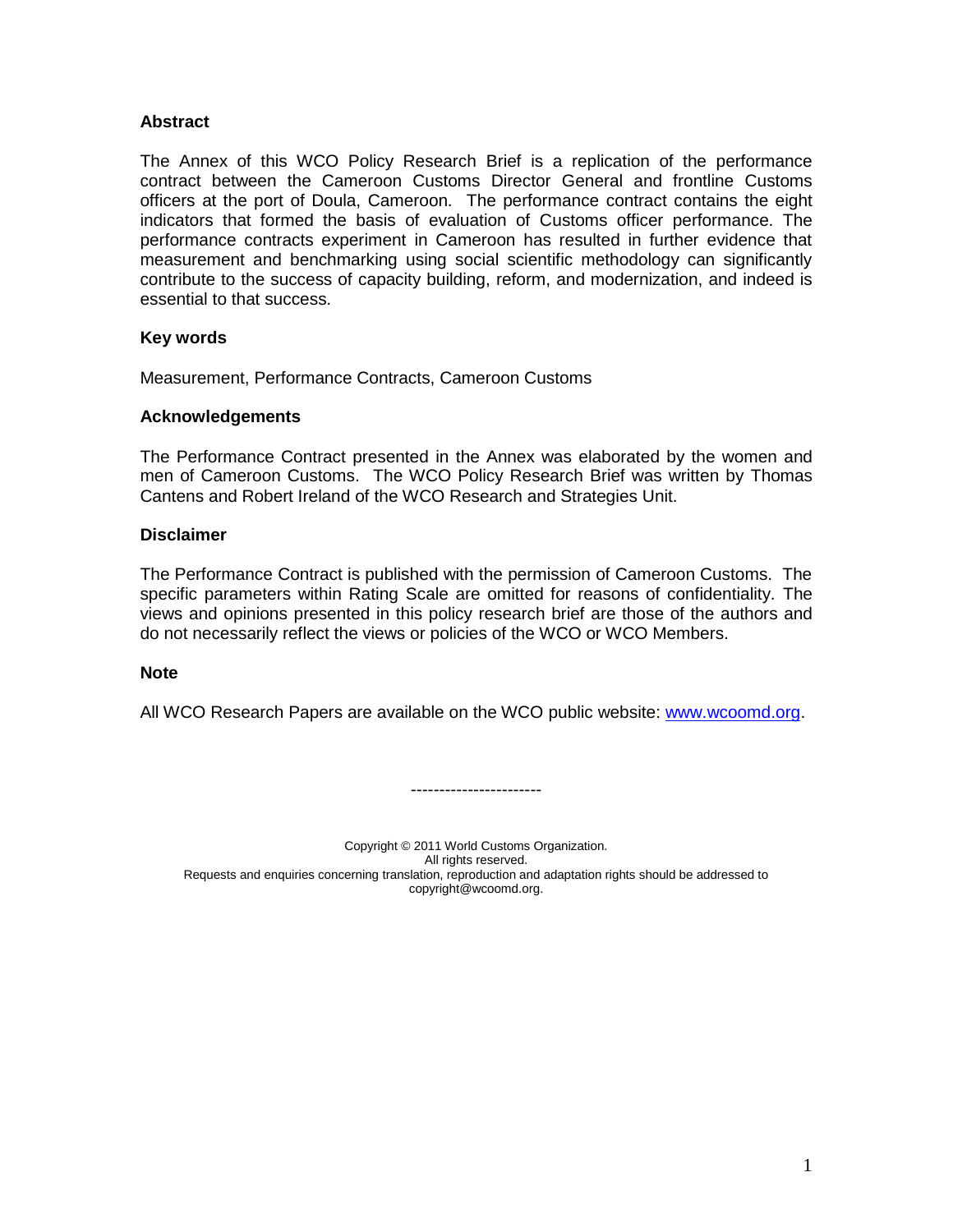### Abstract

The Annex of this WCO Policy Research Brief is a replication of the performance contract between the Cameroon Customs Director General and frontline Customs officers at the port of Doula, Cameroon. The performance contract contains the eight indicators that formed the basis of evaluation of Customs officer performance. The performance contracts experiment in Cameroon has resulted in further evidence that measurement and benchmarking using social scientific methodology can significantly contribute to the success of capacity building, reform, and modernization, and indeed is essential to that success.

### Key words

Measurement, Performance Contracts, Cameroon Customs

### Acknowledgements

The Performance Contract presented in the Annex was elaborated by the women and men of Cameroon Customs. The WCO Policy Research Brief was written by Thomas Cantens and Robert Ireland of the WCO Research and Strategies Unit.

### Disclaimer

The Performance Contract is published with the permission of Cameroon Customs. The specific parameters within Rating Scale are omitted for reasons of confidentiality. The views and opinions presented in this policy research brief are those of the authors and do not necessarily reflect the views or policies of the WCO or WCO Members.

### Note

All WCO Research Papers are available on the WCO public website: www.wcoomd.org.

----------------------

Copyright © 2011 World Customs Organization.
All rights reserved.
Requests and enquiries concerning translation, reproduction and adaptation rights should be addressed to copyright@wcoomd.org.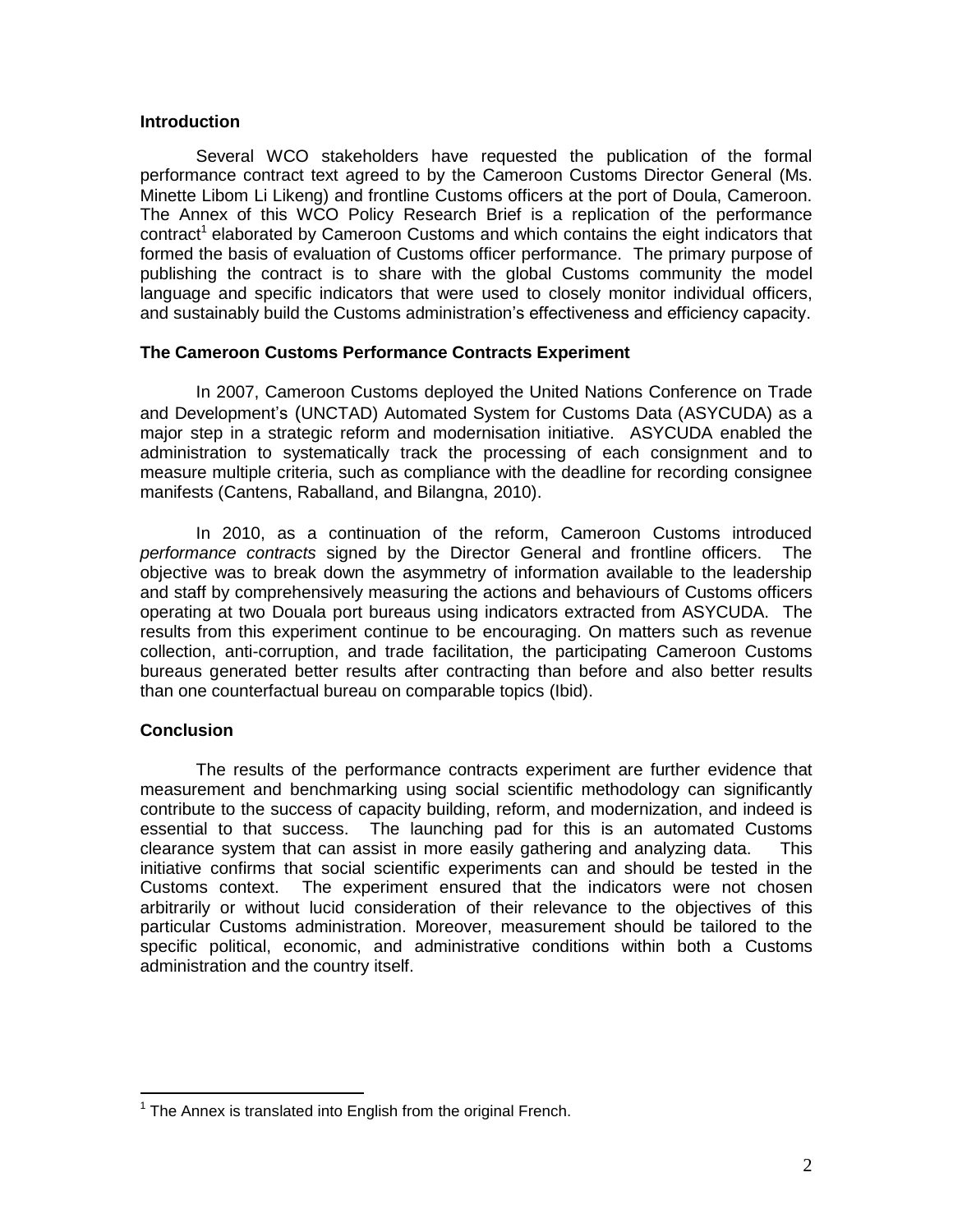### Introduction

Several WCO stakeholders have requested the publication of the formal performance contract text agreed to by the Cameroon Customs Director General (Ms. Minette Libom Li Likeng) and frontline Customs officers at the port of Doula, Cameroon. The Annex of this WCO Policy Research Brief is a replication of the performance contract[1] elaborated by Cameroon Customs and which contains the eight indicators that formed the basis of evaluation of Customs officer performance. The primary purpose of publishing the contract is to share with the global Customs community the model language and specific indicators that were used to closely monitor individual officers, and sustainably build the Customs administration's effectiveness and efficiency capacity.

### The Cameroon Customs Performance Contracts Experiment

In 2007, Cameroon Customs deployed the United Nations Conference on Trade and Development's (UNCTAD) Automated System for Customs Data (ASYCUDA) as a major step in a strategic reform and modernisation initiative. ASYCUDA enabled the administration to systematically track the processing of each consignment and to measure multiple criteria, such as compliance with the deadline for recording consignee manifests (Cantens, Raballand, and Bilangna, 2010).

In 2010, as a continuation of the reform, Cameroon Customs introduced *performance contracts* signed by the Director General and frontline officers. The objective was to break down the asymmetry of information available to the leadership and staff by comprehensively measuring the actions and behaviours of Customs officers operating at two Douala port bureaus using indicators extracted from ASYCUDA. The results from this experiment continue to be encouraging. On matters such as revenue collection, anti-corruption, and trade facilitation, the participating Cameroon Customs bureaus generated better results after contracting than before and also better results than one counterfactual bureau on comparable topics (Ibid).

### Conclusion

The results of the performance contracts experiment are further evidence that measurement and benchmarking using social scientific methodology can significantly contribute to the success of capacity building, reform, and modernization, and indeed is essential to that success. The launching pad for this is an automated Customs clearance system that can assist in more easily gathering and analyzing data. This initiative confirms that social scientific experiments can and should be tested in the Customs context. The experiment ensured that the indicators were not chosen arbitrarily or without lucid consideration of their relevance to the objectives of this particular Customs administration. Moreover, measurement should be tailored to the specific political, economic, and administrative conditions within both a Customs administration and the country itself.

---

[1] The Annex is translated into English from the original French.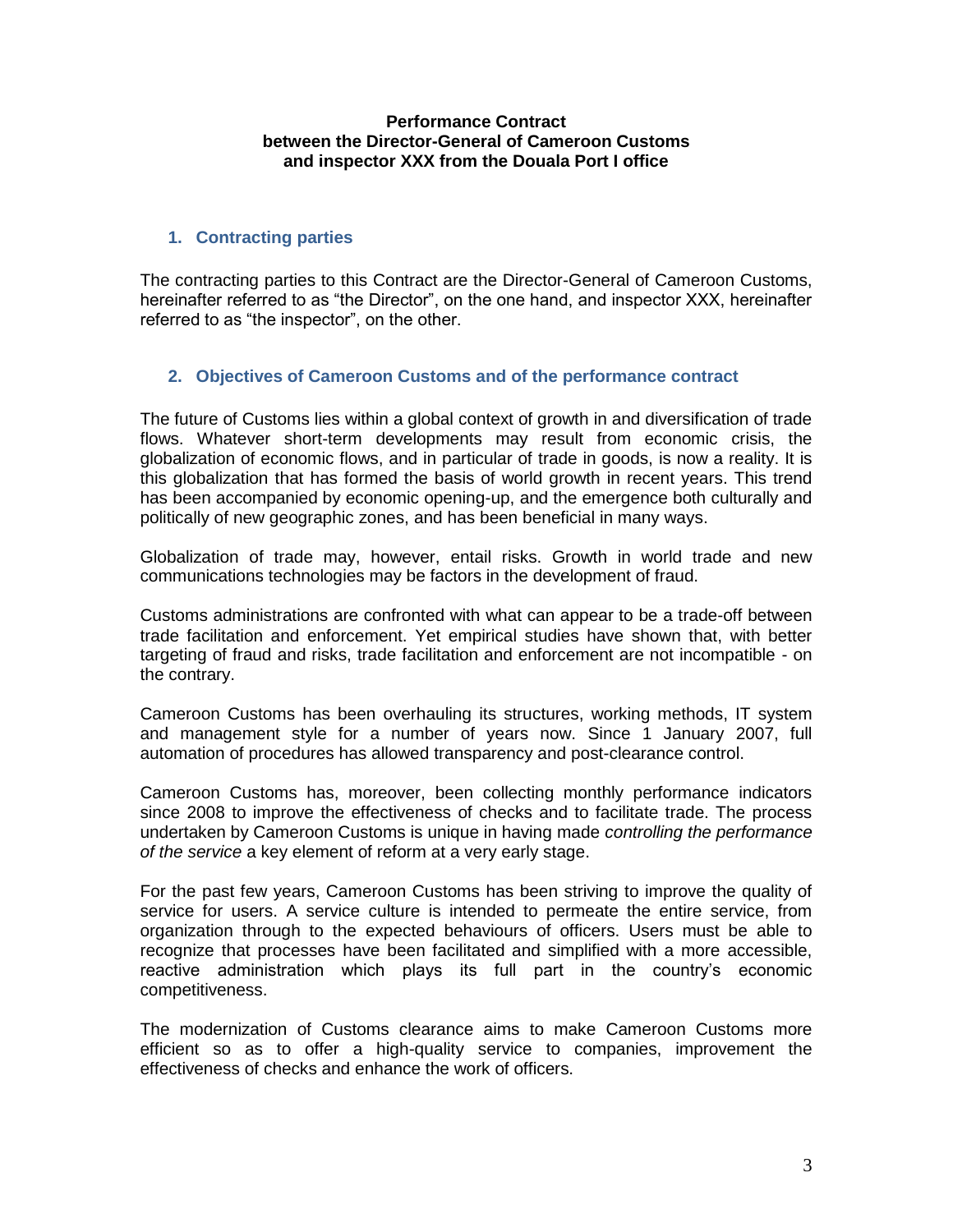**Performance Contract**
**between the Director-General of Cameroon Customs**
**and inspector XXX from the Douala Port I office**

## 1. Contracting parties

The contracting parties to this Contract are the Director-General of Cameroon Customs, hereinafter referred to as "the Director", on the one hand, and inspector XXX, hereinafter referred to as "the inspector", on the other.

## 2. Objectives of Cameroon Customs and of the performance contract

The future of Customs lies within a global context of growth in and diversification of trade flows. Whatever short-term developments may result from economic crisis, the globalization of economic flows, and in particular of trade in goods, is now a reality. It is this globalization that has formed the basis of world growth in recent years. This trend has been accompanied by economic opening-up, and the emergence both culturally and politically of new geographic zones, and has been beneficial in many ways.

Globalization of trade may, however, entail risks. Growth in world trade and new communications technologies may be factors in the development of fraud.

Customs administrations are confronted with what can appear to be a trade-off between trade facilitation and enforcement. Yet empirical studies have shown that, with better targeting of fraud and risks, trade facilitation and enforcement are not incompatible - on the contrary.

Cameroon Customs has been overhauling its structures, working methods, IT system and management style for a number of years now. Since 1 January 2007, full automation of procedures has allowed transparency and post-clearance control.

Cameroon Customs has, moreover, been collecting monthly performance indicators since 2008 to improve the effectiveness of checks and to facilitate trade. The process undertaken by Cameroon Customs is unique in having made *controlling the performance of the service* a key element of reform at a very early stage.

For the past few years, Cameroon Customs has been striving to improve the quality of service for users. A service culture is intended to permeate the entire service, from organization through to the expected behaviours of officers. Users must be able to recognize that processes have been facilitated and simplified with a more accessible, reactive administration which plays its full part in the country's economic competitiveness.

The modernization of Customs clearance aims to make Cameroon Customs more efficient so as to offer a high-quality service to companies, improvement the effectiveness of checks and enhance the work of officers.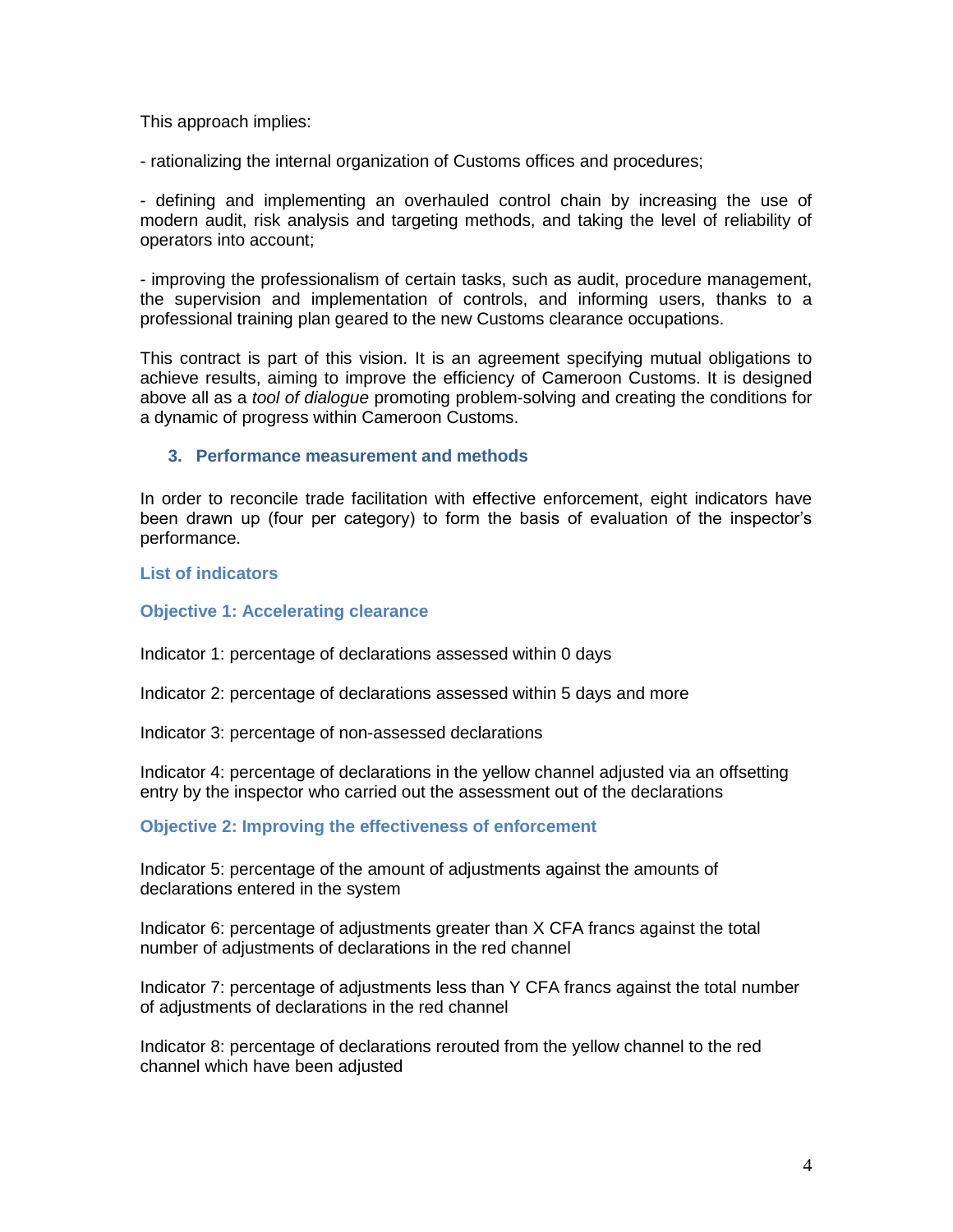This approach implies:

- rationalizing the internal organization of Customs offices and procedures;

- defining and implementing an overhauled control chain by increasing the use of modern audit, risk analysis and targeting methods, and taking the level of reliability of operators into account;

- improving the professionalism of certain tasks, such as audit, procedure management, the supervision and implementation of controls, and informing users, thanks to a professional training plan geared to the new Customs clearance occupations.

This contract is part of this vision. It is an agreement specifying mutual obligations to achieve results, aiming to improve the efficiency of Cameroon Customs. It is designed above all as a *tool of dialogue* promoting problem-solving and creating the conditions for a dynamic of progress within Cameroon Customs.

## 3. Performance measurement and methods

In order to reconcile trade facilitation with effective enforcement, eight indicators have been drawn up (four per category) to form the basis of evaluation of the inspector's performance.

### List of indicators

#### Objective 1: Accelerating clearance

Indicator 1: percentage of declarations assessed within 0 days

Indicator 2: percentage of declarations assessed within 5 days and more

Indicator 3: percentage of non-assessed declarations

Indicator 4: percentage of declarations in the yellow channel adjusted via an offsetting entry by the inspector who carried out the assessment out of the declarations

#### Objective 2: Improving the effectiveness of enforcement

Indicator 5: percentage of the amount of adjustments against the amounts of declarations entered in the system

Indicator 6: percentage of adjustments greater than X CFA francs against the total number of adjustments of declarations in the red channel

Indicator 7: percentage of adjustments less than Y CFA francs against the total number of adjustments of declarations in the red channel

Indicator 8: percentage of declarations rerouted from the yellow channel to the red channel which have been adjusted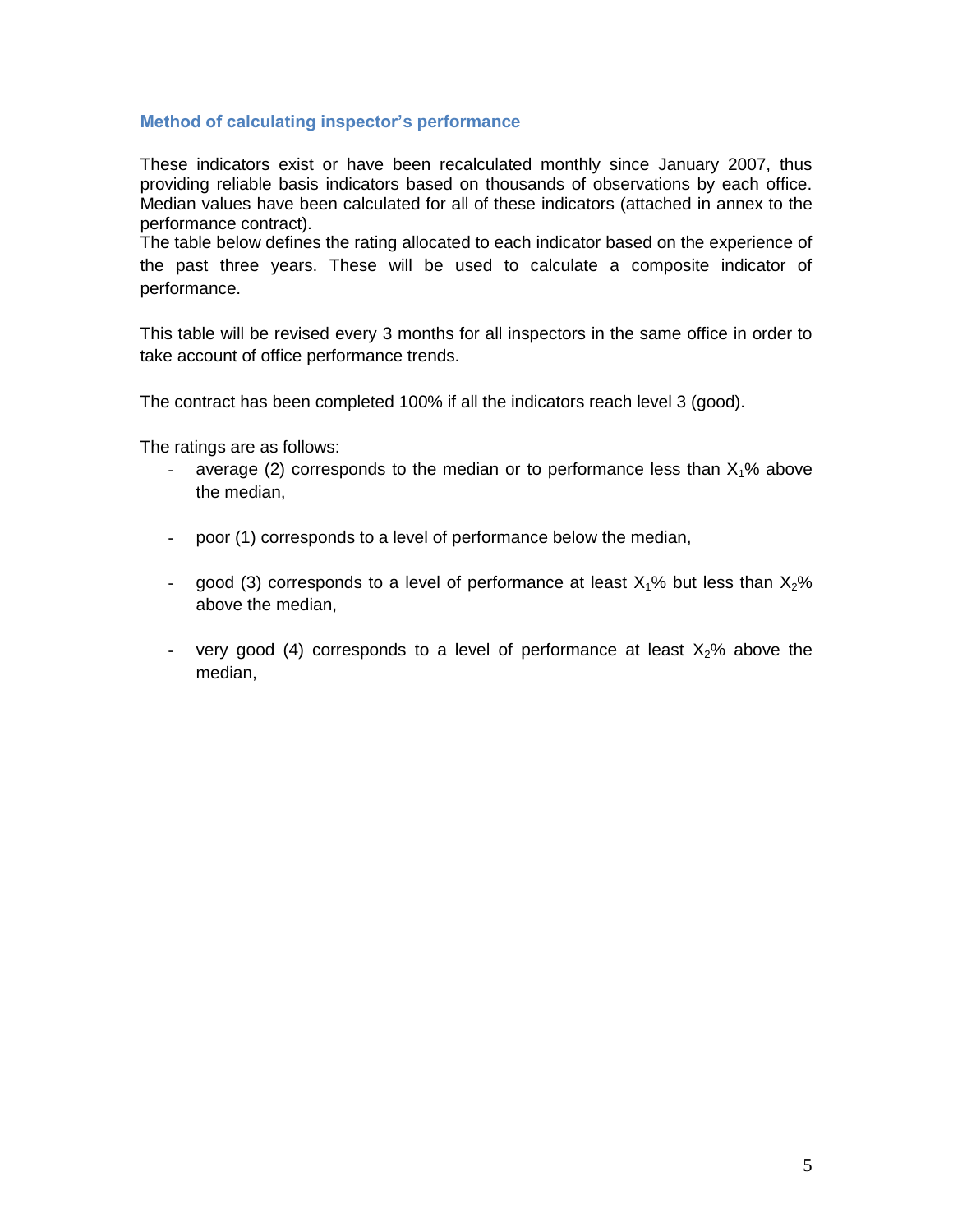### Method of calculating inspector's performance

These indicators exist or have been recalculated monthly since January 2007, thus providing reliable basis indicators based on thousands of observations by each office. Median values have been calculated for all of these indicators (attached in annex to the performance contract).
The table below defines the rating allocated to each indicator based on the experience of the past three years. These will be used to calculate a composite indicator of performance.

This table will be revised every 3 months for all inspectors in the same office in order to take account of office performance trends.

The contract has been completed 100% if all the indicators reach level 3 (good).

The ratings are as follows:

- average (2) corresponds to the median or to performance less than $X_1$% above the median,
- poor (1) corresponds to a level of performance below the median,
- good (3) corresponds to a level of performance at least $X_1$% but less than $X_2$% above the median,
- very good (4) corresponds to a level of performance at least $X_2$% above the median,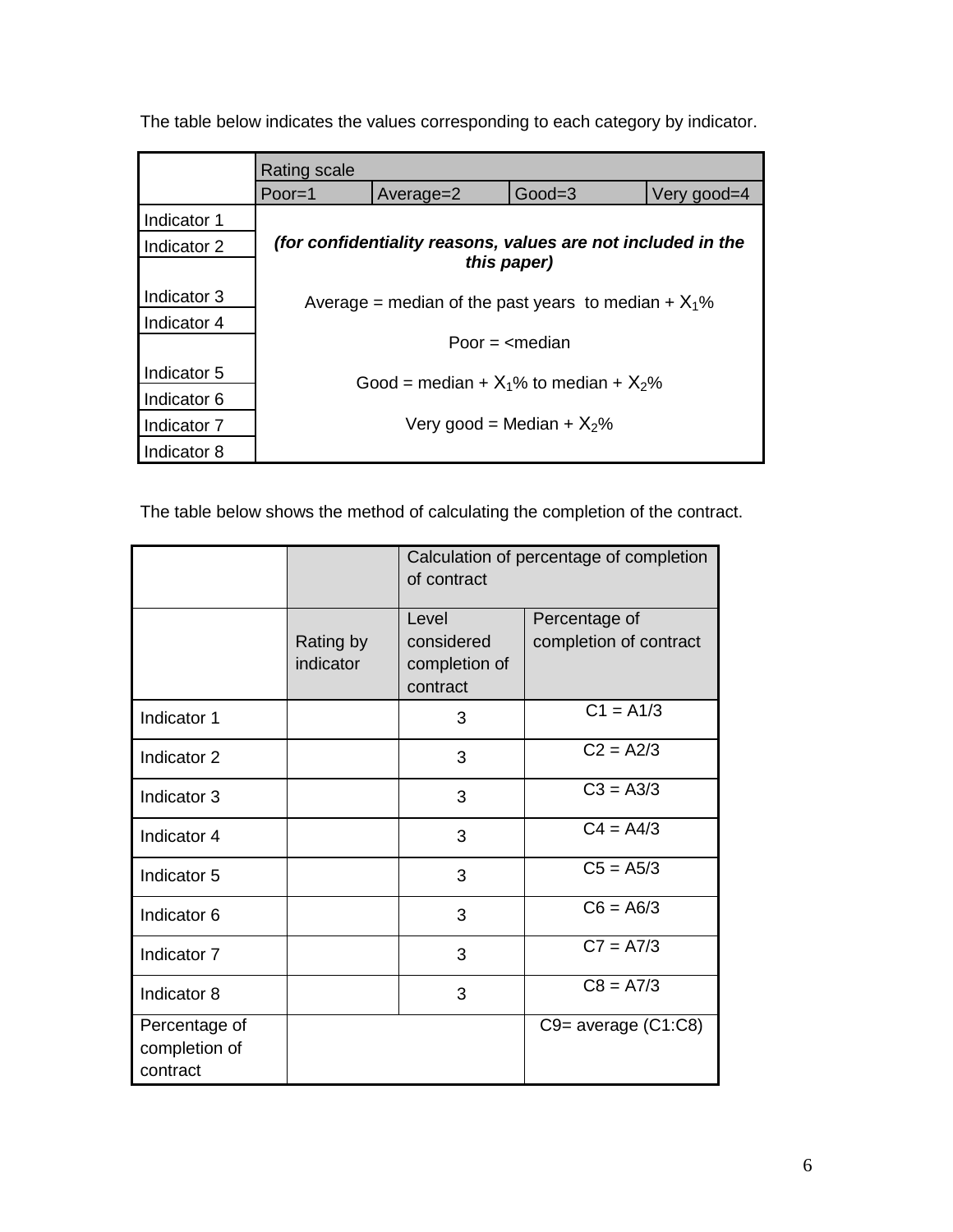The table below indicates the values corresponding to each category by indicator.

| | Rating scale | | | |
|---|---|---|---|---|
| | Poor=1 | Average=2 | Good=3 | Very good=4 |
| Indicator 1 | ***(for confidentiality reasons, values are not included in the this paper)*** | | | |
| Indicator 2 | | | | |
| Indicator 3 | Average = median of the past years to median + $X_1$% | | | |
| Indicator 4 | Poor = <median | | | |
| Indicator 5 | Good = median + $X_1$% to median + $X_2$% | | | |
| Indicator 6 | | | | |
| Indicator 7 | Very good = Median + $X_2$% | | | |
| Indicator 8 | | | | |

The table below shows the method of calculating the completion of the contract.

| | | Calculation of percentage of completion of contract | |
|---|---|---|---|
| | Rating by indicator | Level considered completion of contract | Percentage of completion of contract |
| Indicator 1 | | 3 | C1 = A1/3 |
| Indicator 2 | | 3 | C2 = A2/3 |
| Indicator 3 | | 3 | C3 = A3/3 |
| Indicator 4 | | 3 | C4 = A4/3 |
| Indicator 5 | | 3 | C5 = A5/3 |
| Indicator 6 | | 3 | C6 = A6/3 |
| Indicator 7 | | 3 | C7 = A7/3 |
| Indicator 8 | | 3 | C8 = A7/3 |
| Percentage of completion of contract | | | C9= average (C1:C8) |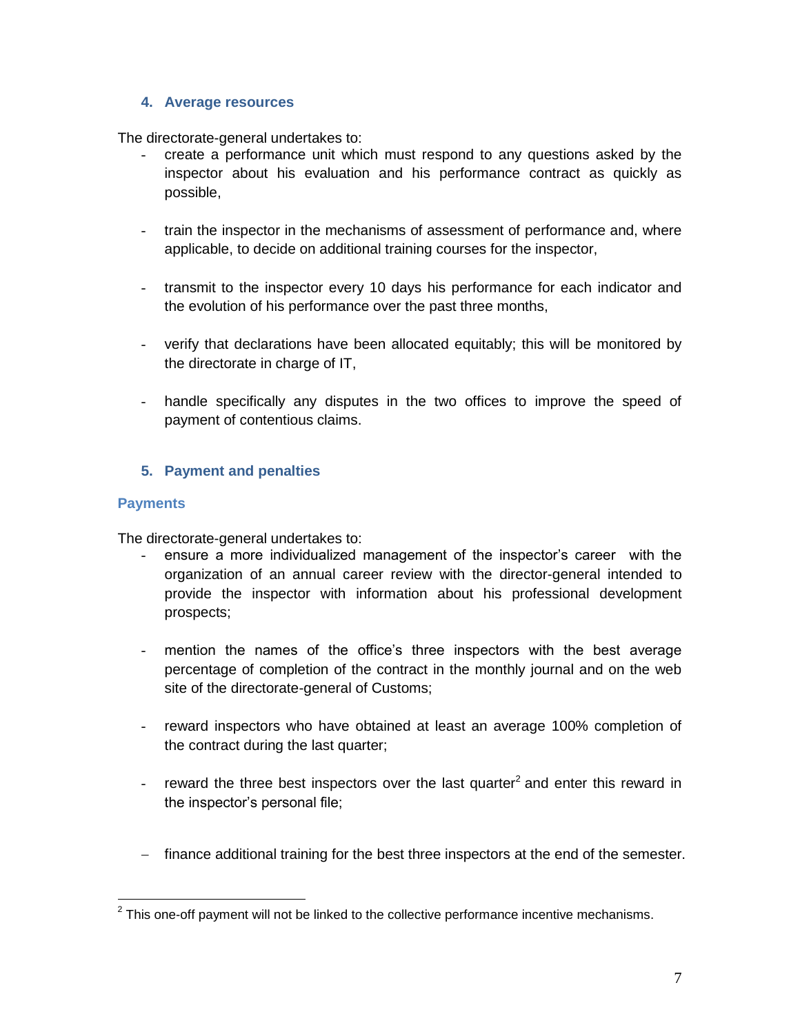### 4. Average resources

The directorate-general undertakes to:

- create a performance unit which must respond to any questions asked by the inspector about his evaluation and his performance contract as quickly as possible,

- train the inspector in the mechanisms of assessment of performance and, where applicable, to decide on additional training courses for the inspector,

- transmit to the inspector every 10 days his performance for each indicator and the evolution of his performance over the past three months,

- verify that declarations have been allocated equitably; this will be monitored by the directorate in charge of IT,

- handle specifically any disputes in the two offices to improve the speed of payment of contentious claims.

### 5. Payment and penalties

#### Payments

The directorate-general undertakes to:

- ensure a more individualized management of the inspector's career with the organization of an annual career review with the director-general intended to provide the inspector with information about his professional development prospects;

- mention the names of the office's three inspectors with the best average percentage of completion of the contract in the monthly journal and on the web site of the directorate-general of Customs;

- reward inspectors who have obtained at least an average 100% completion of the contract during the last quarter;

- reward the three best inspectors over the last quarter[2] and enter this reward in the inspector's personal file;

- finance additional training for the best three inspectors at the end of the semester.

---

[2] This one-off payment will not be linked to the collective performance incentive mechanisms.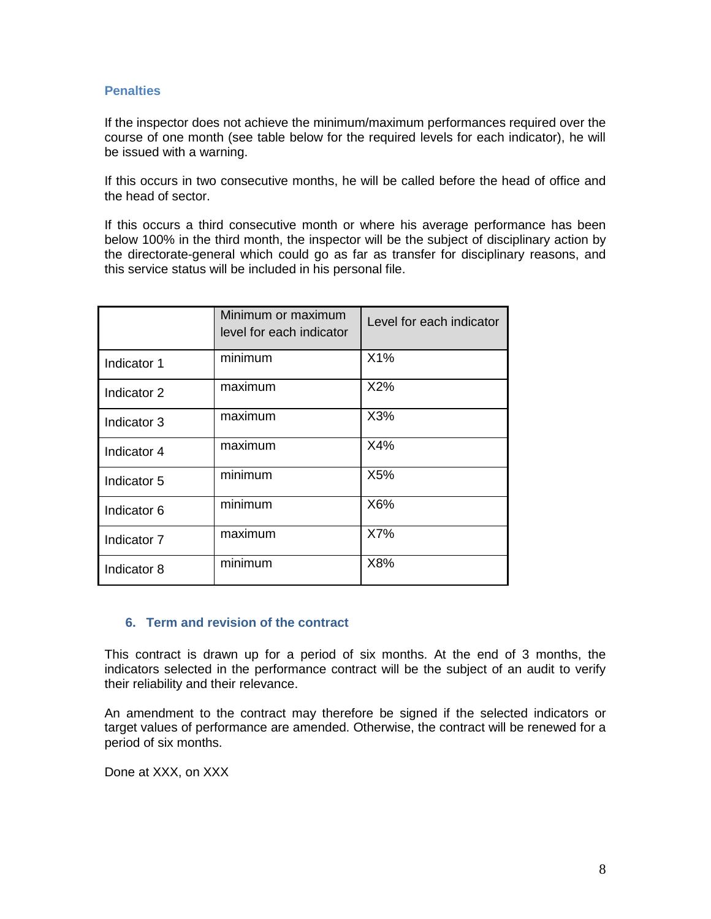### Penalties

If the inspector does not achieve the minimum/maximum performances required over the course of one month (see table below for the required levels for each indicator), he will be issued with a warning.

If this occurs in two consecutive months, he will be called before the head of office and the head of sector.

If this occurs a third consecutive month or where his average performance has been below 100% in the third month, the inspector will be the subject of disciplinary action by the directorate-general which could go as far as transfer for disciplinary reasons, and this service status will be included in his personal file.

| | Minimum or maximum level for each indicator | Level for each indicator |
|---|---|---|
| Indicator 1 | minimum | X1% |
| Indicator 2 | maximum | X2% |
| Indicator 3 | maximum | X3% |
| Indicator 4 | maximum | X4% |
| Indicator 5 | minimum | X5% |
| Indicator 6 | minimum | X6% |
| Indicator 7 | maximum | X7% |
| Indicator 8 | minimum | X8% |

## 6. Term and revision of the contract

This contract is drawn up for a period of six months. At the end of 3 months, the indicators selected in the performance contract will be the subject of an audit to verify their reliability and their relevance.

An amendment to the contract may therefore be signed if the selected indicators or target values of performance are amended. Otherwise, the contract will be renewed for a period of six months.

Done at XXX, on XXX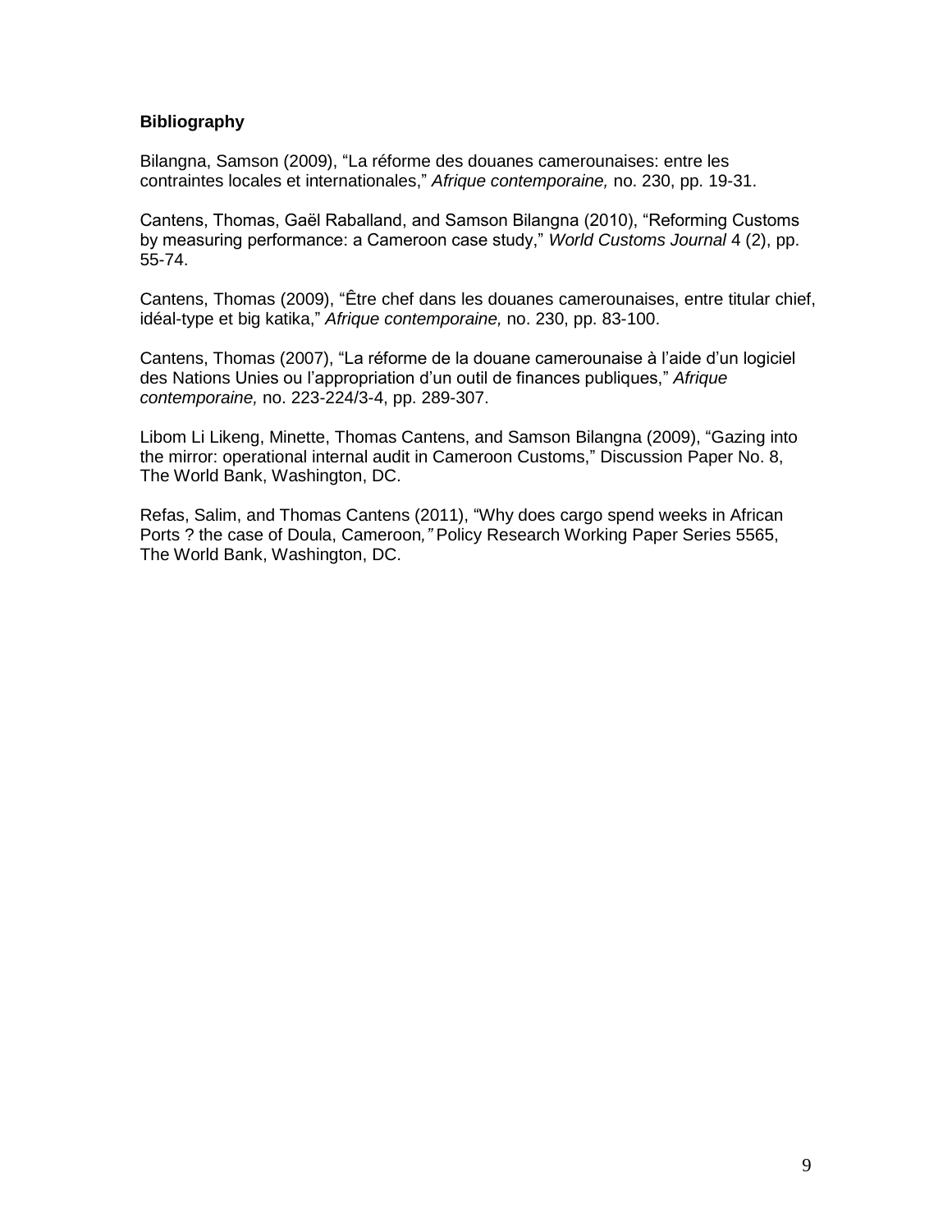**Bibliography**

Bilangna, Samson (2009), "La réforme des douanes camerounaises: entre les contraintes locales et internationales," *Afrique contemporaine,* no. 230, pp. 19-31.

Cantens, Thomas, Gaël Raballand, and Samson Bilangna (2010), "Reforming Customs by measuring performance: a Cameroon case study," *World Customs Journal* 4 (2), pp. 55-74.

Cantens, Thomas (2009), "Être chef dans les douanes camerounaises, entre titular chief, idéal-type et big katika," *Afrique contemporaine,* no. 230, pp. 83-100.

Cantens, Thomas (2007), "La réforme de la douane camerounaise à l'aide d'un logiciel des Nations Unies ou l'appropriation d'un outil de finances publiques," *Afrique contemporaine,* no. 223-224/3-4, pp. 289-307.

Libom Li Likeng, Minette, Thomas Cantens, and Samson Bilangna (2009), "Gazing into the mirror: operational internal audit in Cameroon Customs," Discussion Paper No. 8, The World Bank, Washington, DC.

Refas, Salim, and Thomas Cantens (2011), "Why does cargo spend weeks in African Ports ? the case of Doula, Cameroon*,"* Policy Research Working Paper Series 5565, The World Bank, Washington, DC.